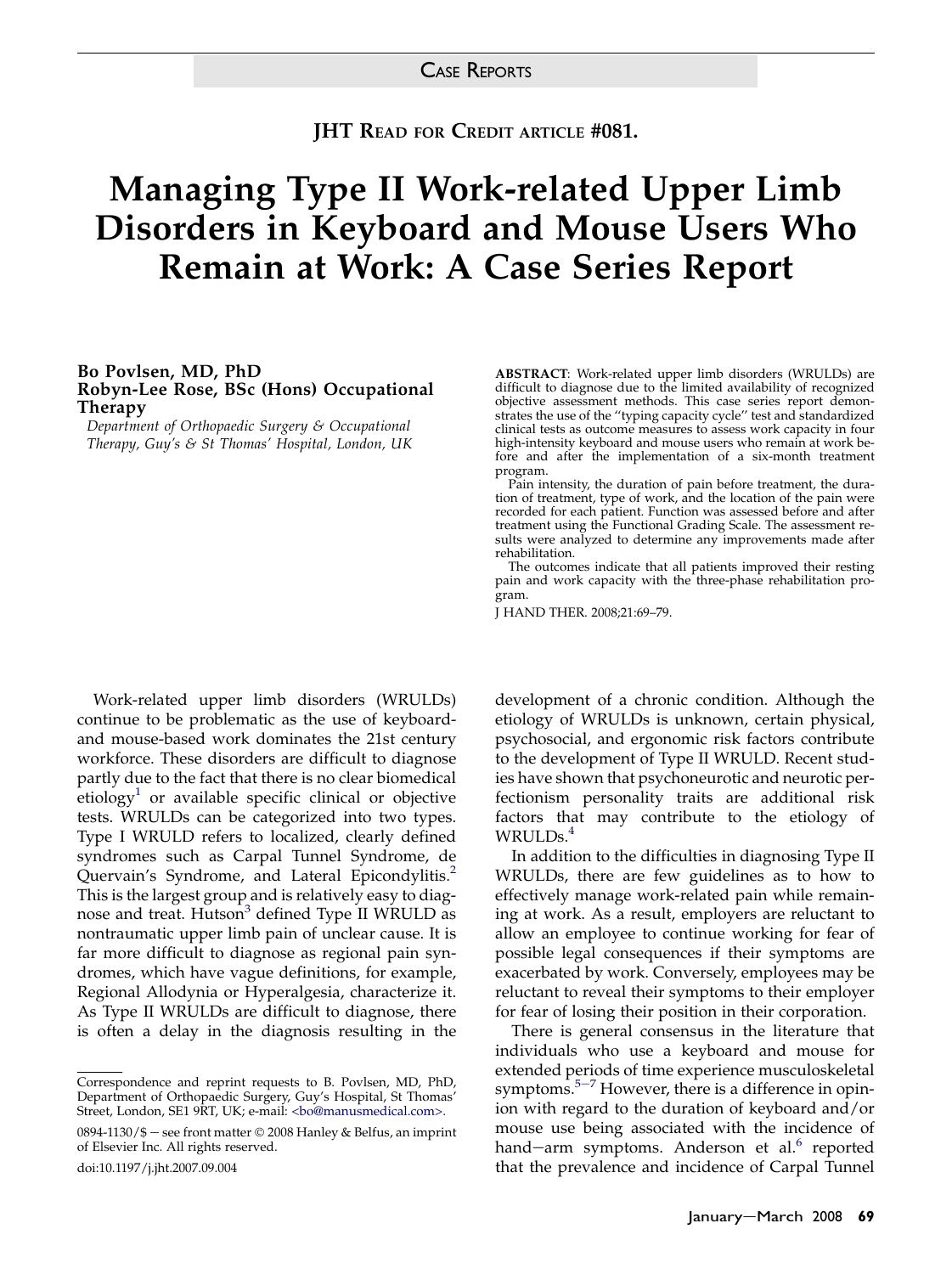CASE REPORTS

**JHT READ FOR CREDIT ARTICLE #081.**

# Managing Type II Work-related Upper Limb Disorders in Keyboard and Mouse Users Who Remain at Work: A Case Series Report

**Bo Povlsen, MD, PhD**
**Robyn-Lee Rose, BSc (Hons) Occupational Therapy**

*Department of Orthopaedic Surgery & Occupational Therapy, Guy's & St Thomas' Hospital, London, UK*

**ABSTRACT**: Work-related upper limb disorders (WRULDs) are difficult to diagnose due to the limited availability of recognized objective assessment methods. This case series report demonstrates the use of the "typing capacity cycle" test and standardized clinical tests as outcome measures to assess work capacity in four high-intensity keyboard and mouse users who remain at work before and after the implementation of a six-month treatment program.

Pain intensity, the duration of pain before treatment, the duration of treatment, type of work, and the location of the pain were recorded for each patient. Function was assessed before and after treatment using the Functional Grading Scale. The assessment results were analyzed to determine any improvements made after rehabilitation.

The outcomes indicate that all patients improved their resting pain and work capacity with the three-phase rehabilitation program.

J HAND THER. 2008;21:69–79.

Work-related upper limb disorders (WRULDs) continue to be problematic as the use of keyboard- and mouse-based work dominates the 21st century workforce. These disorders are difficult to diagnose partly due to the fact that there is no clear biomedical etiology[1] or available specific clinical or objective tests. WRULDs can be categorized into two types. Type I WRULD refers to localized, clearly defined syndromes such as Carpal Tunnel Syndrome, de Quervain's Syndrome, and Lateral Epicondylitis.[2] This is the largest group and is relatively easy to diagnose and treat. Hutson[3] defined Type II WRULD as nontraumatic upper limb pain of unclear cause. It is far more difficult to diagnose as regional pain syndromes, which have vague definitions, for example, Regional Allodynia or Hyperalgesia, characterize it. As Type II WRULDs are difficult to diagnose, there is often a delay in the diagnosis resulting in the development of a chronic condition. Although the etiology of WRULDs is unknown, certain physical, psychosocial, and ergonomic risk factors contribute to the development of Type II WRULD. Recent studies have shown that psychoneurotic and neurotic perfectionism personality traits are additional risk factors that may contribute to the etiology of WRULDs.[4]

In addition to the difficulties in diagnosing Type II WRULDs, there are few guidelines as to how to effectively manage work-related pain while remaining at work. As a result, employers are reluctant to allow an employee to continue working for fear of possible legal consequences if their symptoms are exacerbated by work. Conversely, employees may be reluctant to reveal their symptoms to their employer for fear of losing their position in their corporation.

There is general consensus in the literature that individuals who use a keyboard and mouse for extended periods of time experience musculoskeletal symptoms.[5–7] However, there is a difference in opinion with regard to the duration of keyboard and/or mouse use being associated with the incidence of hand–arm symptoms. Anderson et al.[6] reported that the prevalence and incidence of Carpal Tunnel

---

Correspondence and reprint requests to B. Povlsen, MD, PhD, Department of Orthopaedic Surgery, Guy's Hospital, St Thomas' Street, London, SE1 9RT, UK; e-mail: <bo@manusmedical.com>.

0894-1130/$ — see front matter © 2008 Hanley & Belfus, an imprint of Elsevier Inc. All rights reserved.

doi:10.1197/j.jht.2007.09.004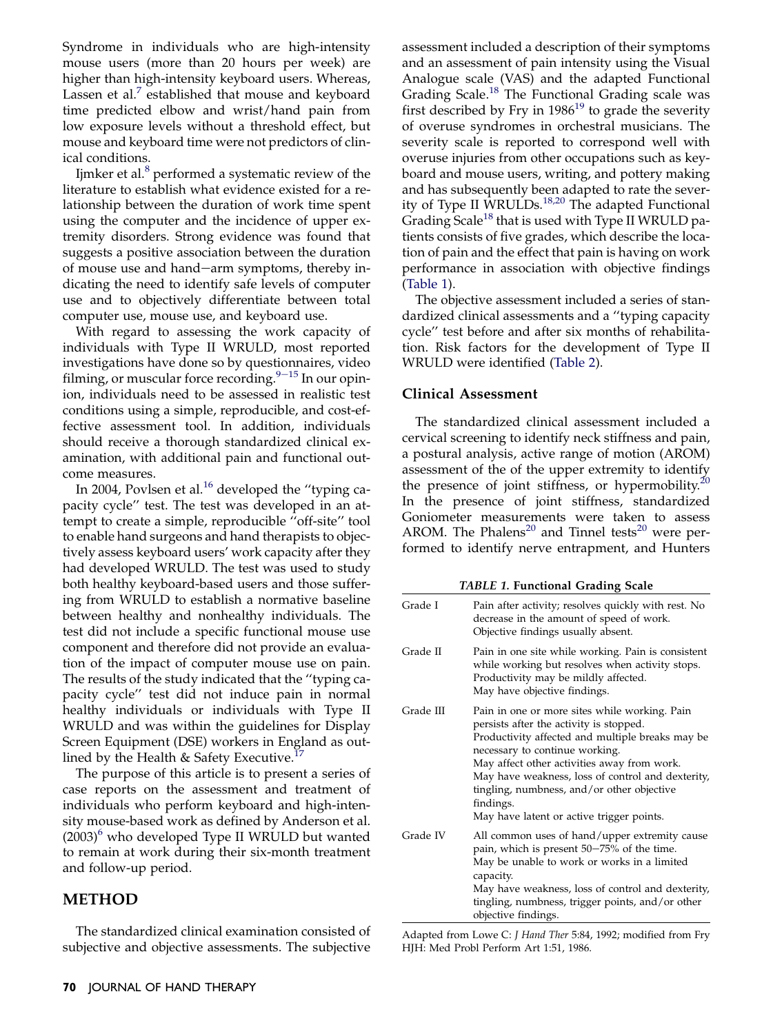Syndrome in individuals who are high-intensity mouse users (more than 20 hours per week) are higher than high-intensity keyboard users. Whereas, Lassen et al.[7] established that mouse and keyboard time predicted elbow and wrist/hand pain from low exposure levels without a threshold effect, but mouse and keyboard time were not predictors of clinical conditions.

Ijmker et al.[8] performed a systematic review of the literature to establish what evidence existed for a relationship between the duration of work time spent using the computer and the incidence of upper extremity disorders. Strong evidence was found that suggests a positive association between the duration of mouse use and hand−arm symptoms, thereby indicating the need to identify safe levels of computer use and to objectively differentiate between total computer use, mouse use, and keyboard use.

With regard to assessing the work capacity of individuals with Type II WRULD, most reported investigations have done so by questionnaires, video filming, or muscular force recording.[9−15] In our opinion, individuals need to be assessed in realistic test conditions using a simple, reproducible, and cost-effective assessment tool. In addition, individuals should receive a thorough standardized clinical examination, with additional pain and functional outcome measures.

In 2004, Povlsen et al.[16] developed the ''typing capacity cycle'' test. The test was developed in an attempt to create a simple, reproducible ''off-site'' tool to enable hand surgeons and hand therapists to objectively assess keyboard users' work capacity after they had developed WRULD. The test was used to study both healthy keyboard-based users and those suffering from WRULD to establish a normative baseline between healthy and nonhealthy individuals. The test did not include a specific functional mouse use component and therefore did not provide an evaluation of the impact of computer mouse use on pain. The results of the study indicated that the ''typing capacity cycle'' test did not induce pain in normal healthy individuals or individuals with Type II WRULD and was within the guidelines for Display Screen Equipment (DSE) workers in England as outlined by the Health & Safety Executive.[17]

The purpose of this article is to present a series of case reports on the assessment and treatment of individuals who perform keyboard and high-intensity mouse-based work as defined by Anderson et al. (2003)[6] who developed Type II WRULD but wanted to remain at work during their six-month treatment and follow-up period.

## METHOD

The standardized clinical examination consisted of subjective and objective assessments. The subjective assessment included a description of their symptoms and an assessment of pain intensity using the Visual Analogue scale (VAS) and the adapted Functional Grading Scale.[18] The Functional Grading scale was first described by Fry in 1986[19] to grade the severity of overuse syndromes in orchestral musicians. The severity scale is reported to correspond well with overuse injuries from other occupations such as keyboard and mouse users, writing, and pottery making and has subsequently been adapted to rate the severity of Type II WRULDs.[18,20] The adapted Functional Grading Scale[18] that is used with Type II WRULD patients consists of five grades, which describe the location of pain and the effect that pain is having on work performance in association with objective findings (Table 1).

The objective assessment included a series of standardized clinical assessments and a ''typing capacity cycle'' test before and after six months of rehabilitation. Risk factors for the development of Type II WRULD were identified (Table 2).

### Clinical Assessment

The standardized clinical assessment included a cervical screening to identify neck stiffness and pain, a postural analysis, active range of motion (AROM) assessment of the of the upper extremity to identify the presence of joint stiffness, or hypermobility.[20] In the presence of joint stiffness, standardized Goniometer measurements were taken to assess AROM. The Phalens[20] and Tinnel tests[20] were performed to identify nerve entrapment, and Hunters

*TABLE 1.* **Functional Grading Scale**

| | |
|---|---|
| Grade I | Pain after activity; resolves quickly with rest. No decrease in the amount of speed of work. Objective findings usually absent. |
| Grade II | Pain in one site while working. Pain is consistent while working but resolves when activity stops. Productivity may be mildly affected. May have objective findings. |
| Grade III | Pain in one or more sites while working. Pain persists after the activity is stopped. Productivity affected and multiple breaks may be necessary to continue working. May affect other activities away from work. May have weakness, loss of control and dexterity, tingling, numbness, and/or other objective findings. May have latent or active trigger points. |
| Grade IV | All common uses of hand/upper extremity cause pain, which is present 50−75% of the time. May be unable to work or works in a limited capacity. May have weakness, loss of control and dexterity, tingling, numbness, trigger points, and/or other objective findings. |

Adapted from Lowe C: *J Hand Ther* 5:84, 1992; modified from Fry HJH: Med Probl Perform Art 1:51, 1986.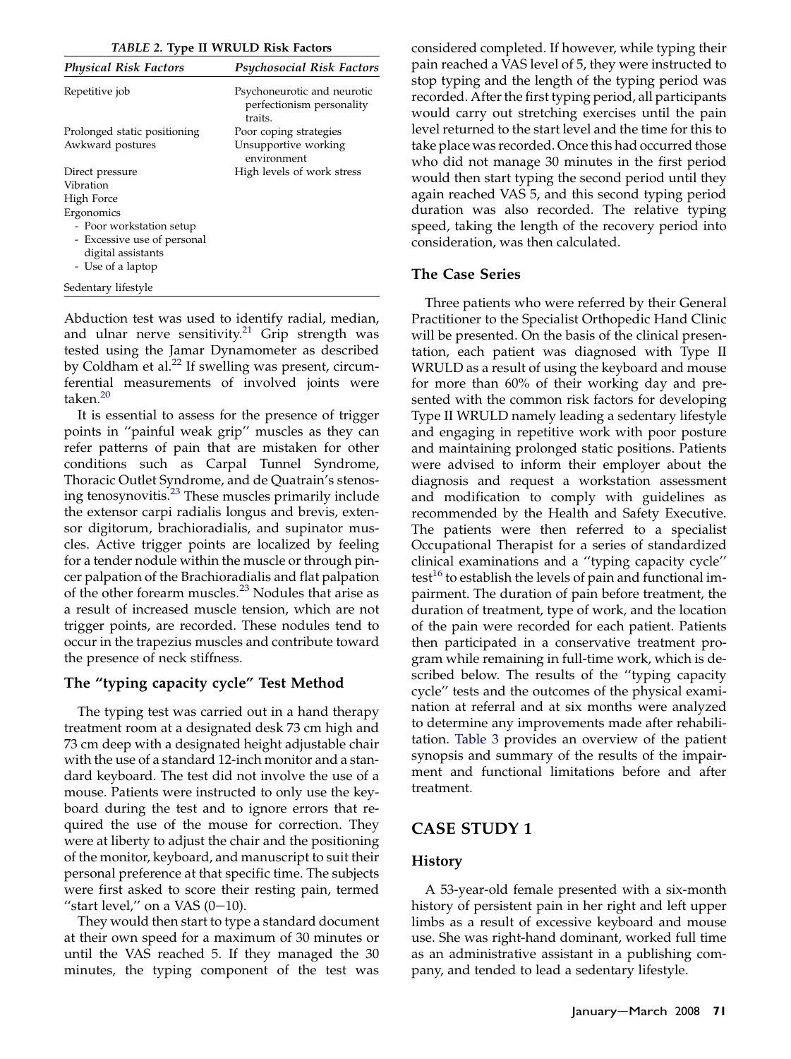*TABLE 2.* **Type II WRULD Risk Factors**

| *Physical Risk Factors* | *Psychosocial Risk Factors* |
|---|---|
| Repetitive job | Psychoneurotic and neurotic perfectionism personality traits. |
| Prolonged static positioning | Poor coping strategies |
| Awkward postures | Unsupportive working environment |
| Direct pressure | High levels of work stress |
| Vibration | |
| High Force | |
| Ergonomics<br>- Poor workstation setup<br>- Excessive use of personal digital assistants<br>- Use of a laptop | |
| Sedentary lifestyle | |

Abduction test was used to identify radial, median, and ulnar nerve sensitivity.[21] Grip strength was tested using the Jamar Dynamometer as described by Coldham et al.[22] If swelling was present, circumferential measurements of involved joints were taken.[20]

It is essential to assess for the presence of trigger points in ''painful weak grip'' muscles as they can refer patterns of pain that are mistaken for other conditions such as Carpal Tunnel Syndrome, Thoracic Outlet Syndrome, and de Quatrain's stenosing tenosynovitis.[23] These muscles primarily include the extensor carpi radialis longus and brevis, extensor digitorum, brachioradialis, and supinator muscles. Active trigger points are localized by feeling for a tender nodule within the muscle or through pincer palpation of the Brachioradialis and flat palpation of the other forearm muscles.[23] Nodules that arise as a result of increased muscle tension, which are not trigger points, are recorded. These nodules tend to occur in the trapezius muscles and contribute toward the presence of neck stiffness.

## The "typing capacity cycle" Test Method

The typing test was carried out in a hand therapy treatment room at a designated desk 73 cm high and 73 cm deep with a designated height adjustable chair with the use of a standard 12-inch monitor and a standard keyboard. The test did not involve the use of a mouse. Patients were instructed to only use the keyboard during the test and to ignore errors that required the use of the mouse for correction. They were at liberty to adjust the chair and the positioning of the monitor, keyboard, and manuscript to suit their personal preference at that specific time. The subjects were first asked to score their resting pain, termed ''start level,'' on a VAS (0−10).

They would then start to type a standard document at their own speed for a maximum of 30 minutes or until the VAS reached 5. If they managed the 30 minutes, the typing component of the test was considered completed. If however, while typing their pain reached a VAS level of 5, they were instructed to stop typing and the length of the typing period was recorded. After the first typing period, all participants would carry out stretching exercises until the pain level returned to the start level and the time for this to take place was recorded. Once this had occurred those who did not manage 30 minutes in the first period would then start typing the second period until they again reached VAS 5, and this second typing period duration was also recorded. The relative typing speed, taking the length of the recovery period into consideration, was then calculated.

## The Case Series

Three patients who were referred by their General Practitioner to the Specialist Orthopedic Hand Clinic will be presented. On the basis of the clinical presentation, each patient was diagnosed with Type II WRULD as a result of using the keyboard and mouse for more than 60% of their working day and presented with the common risk factors for developing Type II WRULD namely leading a sedentary lifestyle and engaging in repetitive work with poor posture and maintaining prolonged static positions. Patients were advised to inform their employer about the diagnosis and request a workstation assessment and modification to comply with guidelines as recommended by the Health and Safety Executive. The patients were then referred to a specialist Occupational Therapist for a series of standardized clinical examinations and a ''typing capacity cycle'' test[16] to establish the levels of pain and functional impairment. The duration of pain before treatment, the duration of treatment, type of work, and the location of the pain were recorded for each patient. Patients then participated in a conservative treatment program while remaining in full-time work, which is described below. The results of the ''typing capacity cycle'' tests and the outcomes of the physical examination at referral and at six months were analyzed to determine any improvements made after rehabilitation. Table 3 provides an overview of the patient synopsis and summary of the results of the impairment and functional limitations before and after treatment.

# CASE STUDY 1

## History

A 53-year-old female presented with a six-month history of persistent pain in her right and left upper limbs as a result of excessive keyboard and mouse use. She was right-hand dominant, worked full time as an administrative assistant in a publishing company, and tended to lead a sedentary lifestyle.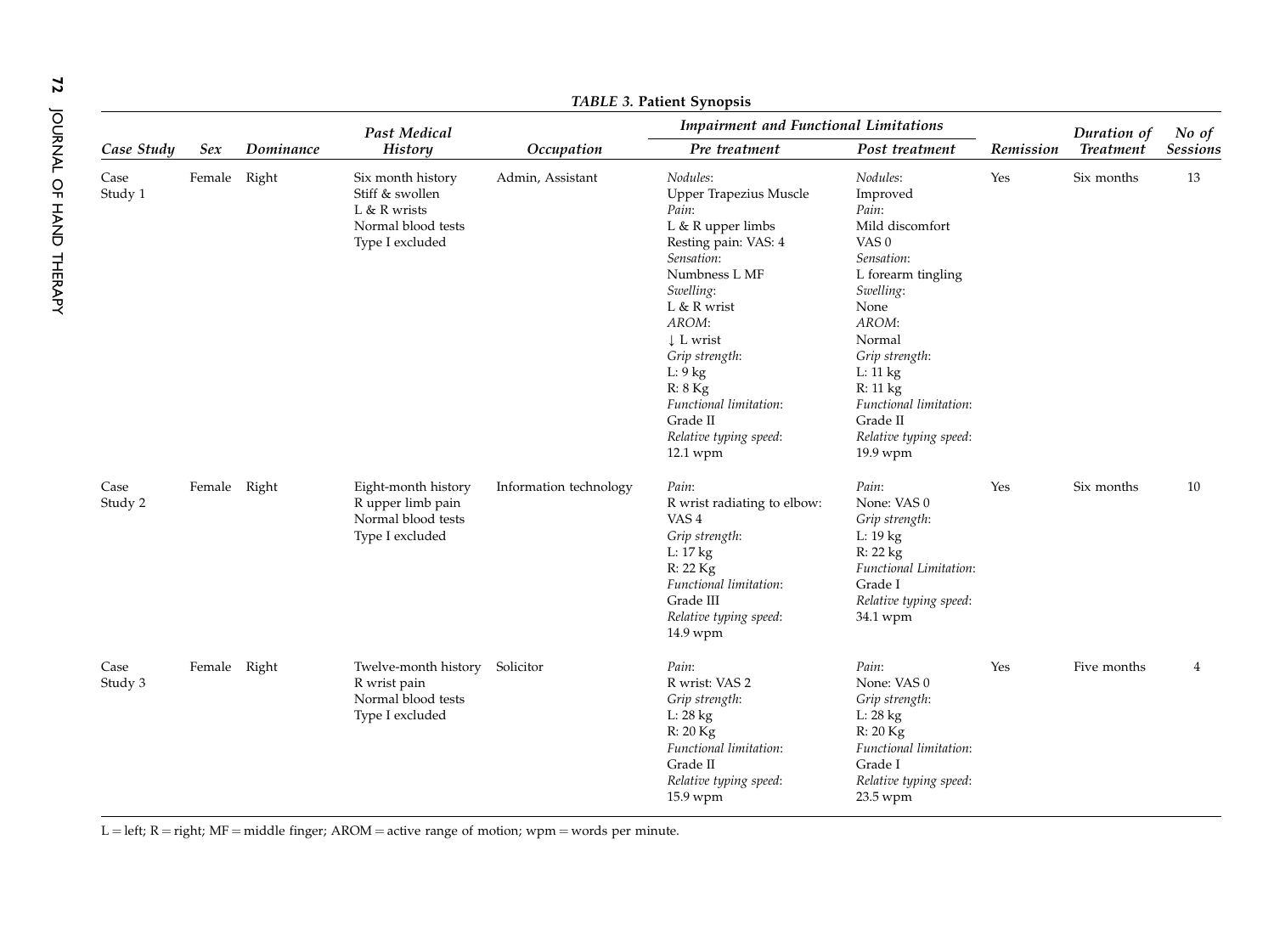**TABLE 3. Patient Synopsis**

| Case Study | Sex | Dominance | Past Medical History | Occupation | Impairment and Functional Limitations | | Remission | Duration of Treatment | No of Sessions |
|---|---|---|---|---|---|---|---|---|---|
| | | | | | Pre treatment | Post treatment | | | |
| Case Study 1 | Female | Right | Six month history Stiff & swollen L & R wrists Normal blood tests Type I excluded | Admin, Assistant | *Nodules*: Upper Trapezius Muscle *Pain*: L & R upper limbs Resting pain: VAS: 4 *Sensation*: Numbness L MF *Swelling*: L & R wrist *AROM*: ↓ L wrist *Grip strength*: L: 9 kg R: 8 Kg *Functional limitation*: Grade II *Relative typing speed*: 12.1 wpm | *Nodules*: Improved *Pain*: Mild discomfort VAS 0 *Sensation*: L forearm tingling *Swelling*: None *AROM*: Normal *Grip strength*: L: 11 kg R: 11 kg *Functional limitation*: Grade II *Relative typing speed*: 19.9 wpm | Yes | Six months | 13 |
| Case Study 2 | Female | Right | Eight-month history R upper limb pain Normal blood tests Type I excluded | Information technology | *Pain*: R wrist radiating to elbow: VAS 4 *Grip strength*: L: 17 kg R: 22 Kg *Functional limitation*: Grade III *Relative typing speed*: 14.9 wpm | *Pain*: None: VAS 0 *Grip strength*: L: 19 kg R: 22 kg *Functional Limitation*: Grade I *Relative typing speed*: 34.1 wpm | Yes | Six months | 10 |
| Case Study 3 | Female | Right | Twelve-month history R wrist pain Normal blood tests Type I excluded | Solicitor | *Pain*: R wrist: VAS 2 *Grip strength*: L: 28 kg R: 20 Kg *Functional limitation*: Grade II *Relative typing speed*: 15.9 wpm | *Pain*: None: VAS 0 *Grip strength*: L: 28 kg R: 20 Kg *Functional limitation*: Grade I *Relative typing speed*: 23.5 wpm | Yes | Five months | 4 |

L = left; R = right; MF = middle finger; AROM = active range of motion; wpm = words per minute.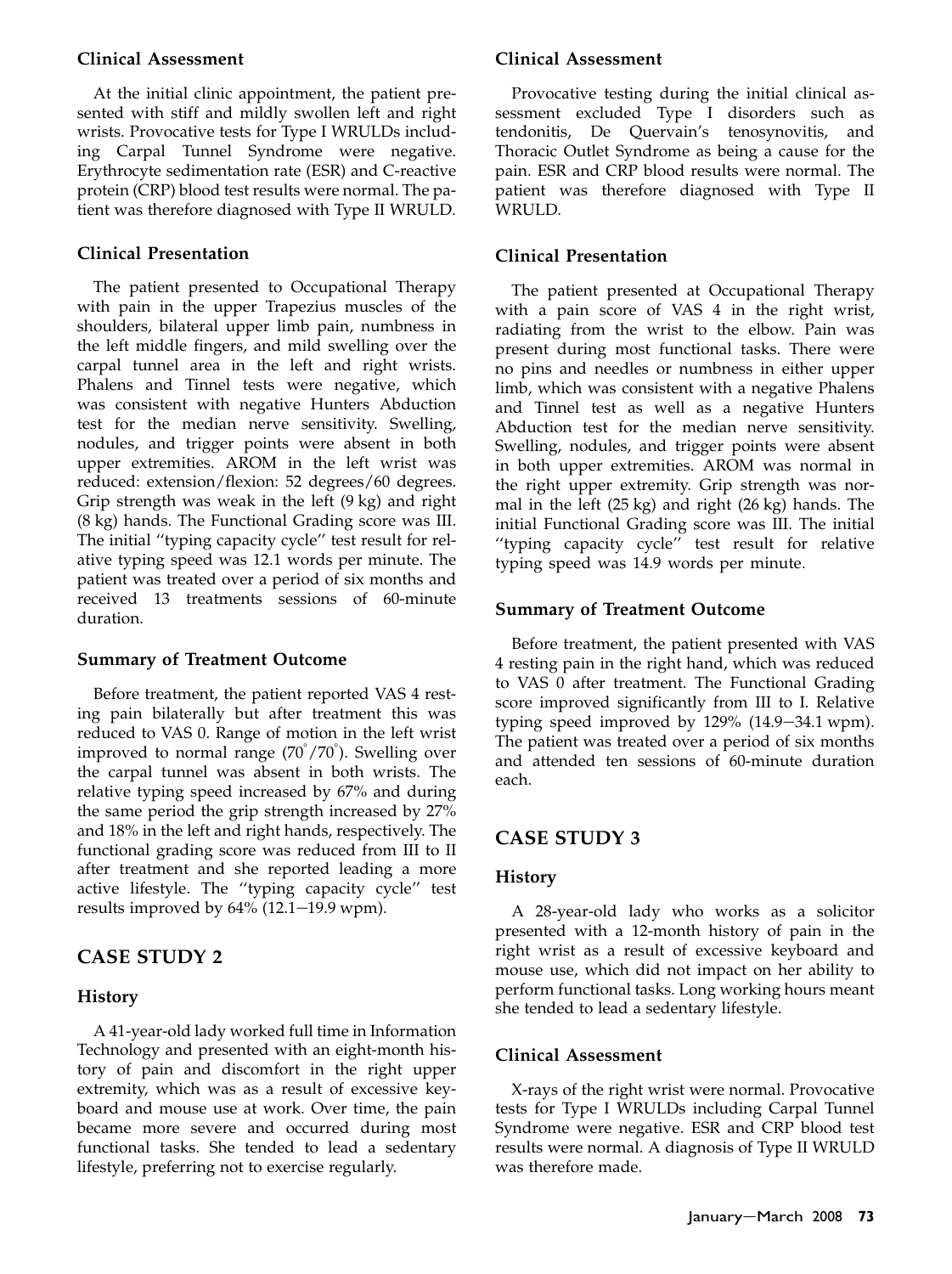### Clinical Assessment

At the initial clinic appointment, the patient presented with stiff and mildly swollen left and right wrists. Provocative tests for Type I WRULDs including Carpal Tunnel Syndrome were negative. Erythrocyte sedimentation rate (ESR) and C-reactive protein (CRP) blood test results were normal. The patient was therefore diagnosed with Type II WRULD.

### Clinical Presentation

The patient presented to Occupational Therapy with pain in the upper Trapezius muscles of the shoulders, bilateral upper limb pain, numbness in the left middle fingers, and mild swelling over the carpal tunnel area in the left and right wrists. Phalens and Tinnel tests were negative, which was consistent with negative Hunters Abduction test for the median nerve sensitivity. Swelling, nodules, and trigger points were absent in both upper extremities. AROM in the left wrist was reduced: extension/flexion: 52 degrees/60 degrees. Grip strength was weak in the left (9 kg) and right (8 kg) hands. The Functional Grading score was III. The initial ''typing capacity cycle'' test result for relative typing speed was 12.1 words per minute. The patient was treated over a period of six months and received 13 treatments sessions of 60-minute duration.

### Summary of Treatment Outcome

Before treatment, the patient reported VAS 4 resting pain bilaterally but after treatment this was reduced to VAS 0. Range of motion in the left wrist improved to normal range (70°/70°). Swelling over the carpal tunnel was absent in both wrists. The relative typing speed increased by 67% and during the same period the grip strength increased by 27% and 18% in the left and right hands, respectively. The functional grading score was reduced from III to II after treatment and she reported leading a more active lifestyle. The ''typing capacity cycle'' test results improved by 64% (12.1–19.9 wpm).

## CASE STUDY 2

### History

A 41-year-old lady worked full time in Information Technology and presented with an eight-month history of pain and discomfort in the right upper extremity, which was as a result of excessive keyboard and mouse use at work. Over time, the pain became more severe and occurred during most functional tasks. She tended to lead a sedentary lifestyle, preferring not to exercise regularly.

### Clinical Assessment

Provocative testing during the initial clinical assessment excluded Type I disorders such as tendonitis, De Quervain's tenosynovitis, and Thoracic Outlet Syndrome as being a cause for the pain. ESR and CRP blood results were normal. The patient was therefore diagnosed with Type II WRULD.

### Clinical Presentation

The patient presented at Occupational Therapy with a pain score of VAS 4 in the right wrist, radiating from the wrist to the elbow. Pain was present during most functional tasks. There were no pins and needles or numbness in either upper limb, which was consistent with a negative Phalens and Tinnel test as well as a negative Hunters Abduction test for the median nerve sensitivity. Swelling, nodules, and trigger points were absent in both upper extremities. AROM was normal in the right upper extremity. Grip strength was normal in the left (25 kg) and right (26 kg) hands. The initial Functional Grading score was III. The initial ''typing capacity cycle'' test result for relative typing speed was 14.9 words per minute.

### Summary of Treatment Outcome

Before treatment, the patient presented with VAS 4 resting pain in the right hand, which was reduced to VAS 0 after treatment. The Functional Grading score improved significantly from III to I. Relative typing speed improved by 129% (14.9–34.1 wpm). The patient was treated over a period of six months and attended ten sessions of 60-minute duration each.

## CASE STUDY 3

### History

A 28-year-old lady who works as a solicitor presented with a 12-month history of pain in the right wrist as a result of excessive keyboard and mouse use, which did not impact on her ability to perform functional tasks. Long working hours meant she tended to lead a sedentary lifestyle.

### Clinical Assessment

X-rays of the right wrist were normal. Provocative tests for Type I WRULDs including Carpal Tunnel Syndrome were negative. ESR and CRP blood test results were normal. A diagnosis of Type II WRULD was therefore made.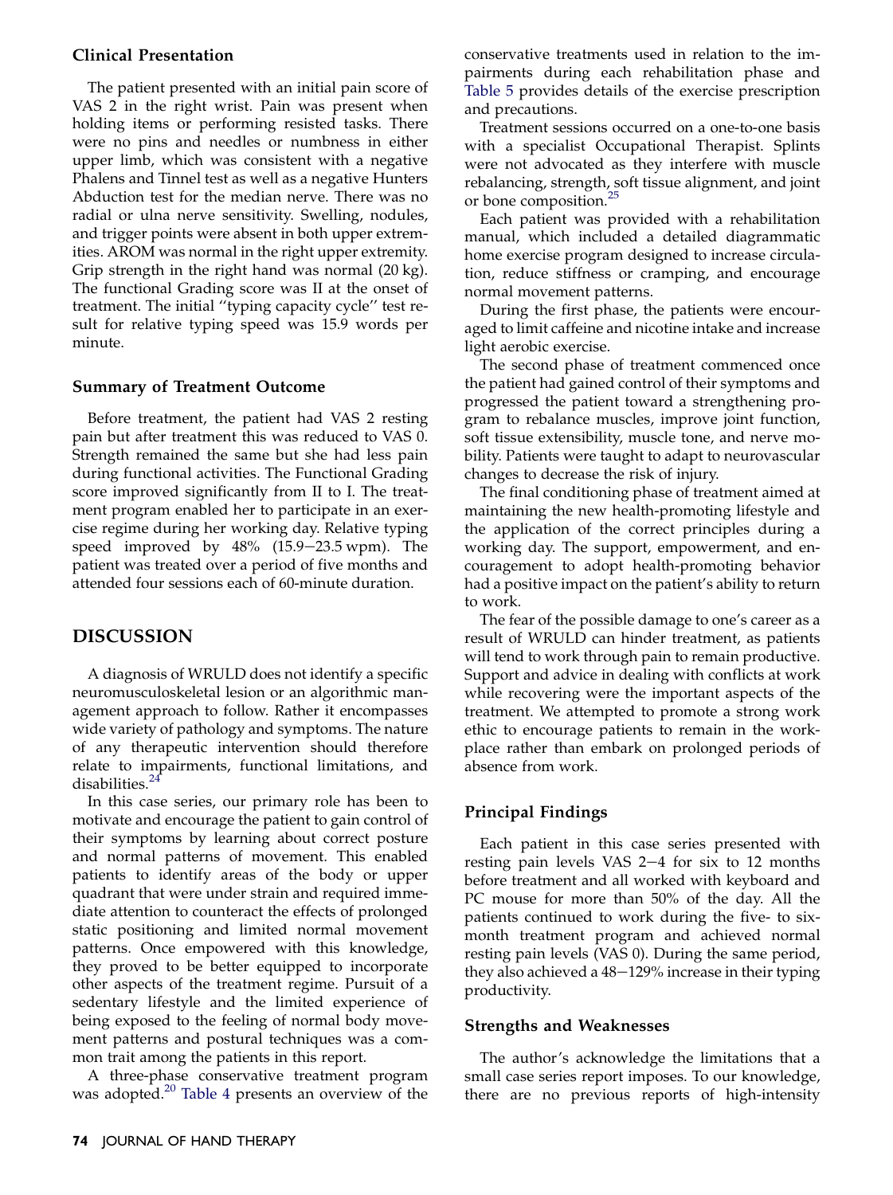### Clinical Presentation

The patient presented with an initial pain score of VAS 2 in the right wrist. Pain was present when holding items or performing resisted tasks. There were no pins and needles or numbness in either upper limb, which was consistent with a negative Phalens and Tinnel test as well as a negative Hunters Abduction test for the median nerve. There was no radial or ulna nerve sensitivity. Swelling, nodules, and trigger points were absent in both upper extremities. AROM was normal in the right upper extremity. Grip strength in the right hand was normal (20 kg). The functional Grading score was II at the onset of treatment. The initial ''typing capacity cycle'' test result for relative typing speed was 15.9 words per minute.

### Summary of Treatment Outcome

Before treatment, the patient had VAS 2 resting pain but after treatment this was reduced to VAS 0. Strength remained the same but she had less pain during functional activities. The Functional Grading score improved significantly from II to I. The treatment program enabled her to participate in an exercise regime during her working day. Relative typing speed improved by 48% (15.9−23.5 wpm). The patient was treated over a period of five months and attended four sessions each of 60-minute duration.

## DISCUSSION

A diagnosis of WRULD does not identify a specific neuromusculoskeletal lesion or an algorithmic management approach to follow. Rather it encompasses wide variety of pathology and symptoms. The nature of any therapeutic intervention should therefore relate to impairments, functional limitations, and disabilities.[24]

In this case series, our primary role has been to motivate and encourage the patient to gain control of their symptoms by learning about correct posture and normal patterns of movement. This enabled patients to identify areas of the body or upper quadrant that were under strain and required immediate attention to counteract the effects of prolonged static positioning and limited normal movement patterns. Once empowered with this knowledge, they proved to be better equipped to incorporate other aspects of the treatment regime. Pursuit of a sedentary lifestyle and the limited experience of being exposed to the feeling of normal body movement patterns and postural techniques was a common trait among the patients in this report.

A three-phase conservative treatment program was adopted.[20] Table 4 presents an overview of the conservative treatments used in relation to the impairments during each rehabilitation phase and Table 5 provides details of the exercise prescription and precautions.

Treatment sessions occurred on a one-to-one basis with a specialist Occupational Therapist. Splints were not advocated as they interfere with muscle rebalancing, strength, soft tissue alignment, and joint or bone composition.[25]

Each patient was provided with a rehabilitation manual, which included a detailed diagrammatic home exercise program designed to increase circulation, reduce stiffness or cramping, and encourage normal movement patterns.

During the first phase, the patients were encouraged to limit caffeine and nicotine intake and increase light aerobic exercise.

The second phase of treatment commenced once the patient had gained control of their symptoms and progressed the patient toward a strengthening program to rebalance muscles, improve joint function, soft tissue extensibility, muscle tone, and nerve mobility. Patients were taught to adapt to neurovascular changes to decrease the risk of injury.

The final conditioning phase of treatment aimed at maintaining the new health-promoting lifestyle and the application of the correct principles during a working day. The support, empowerment, and encouragement to adopt health-promoting behavior had a positive impact on the patient's ability to return to work.

The fear of the possible damage to one's career as a result of WRULD can hinder treatment, as patients will tend to work through pain to remain productive. Support and advice in dealing with conflicts at work while recovering were the important aspects of the treatment. We attempted to promote a strong work ethic to encourage patients to remain in the workplace rather than embark on prolonged periods of absence from work.

### Principal Findings

Each patient in this case series presented with resting pain levels VAS 2−4 for six to 12 months before treatment and all worked with keyboard and PC mouse for more than 50% of the day. All the patients continued to work during the five- to six-month treatment program and achieved normal resting pain levels (VAS 0). During the same period, they also achieved a 48−129% increase in their typing productivity.

### Strengths and Weaknesses

The author's acknowledge the limitations that a small case series report imposes. To our knowledge, there are no previous reports of high-intensity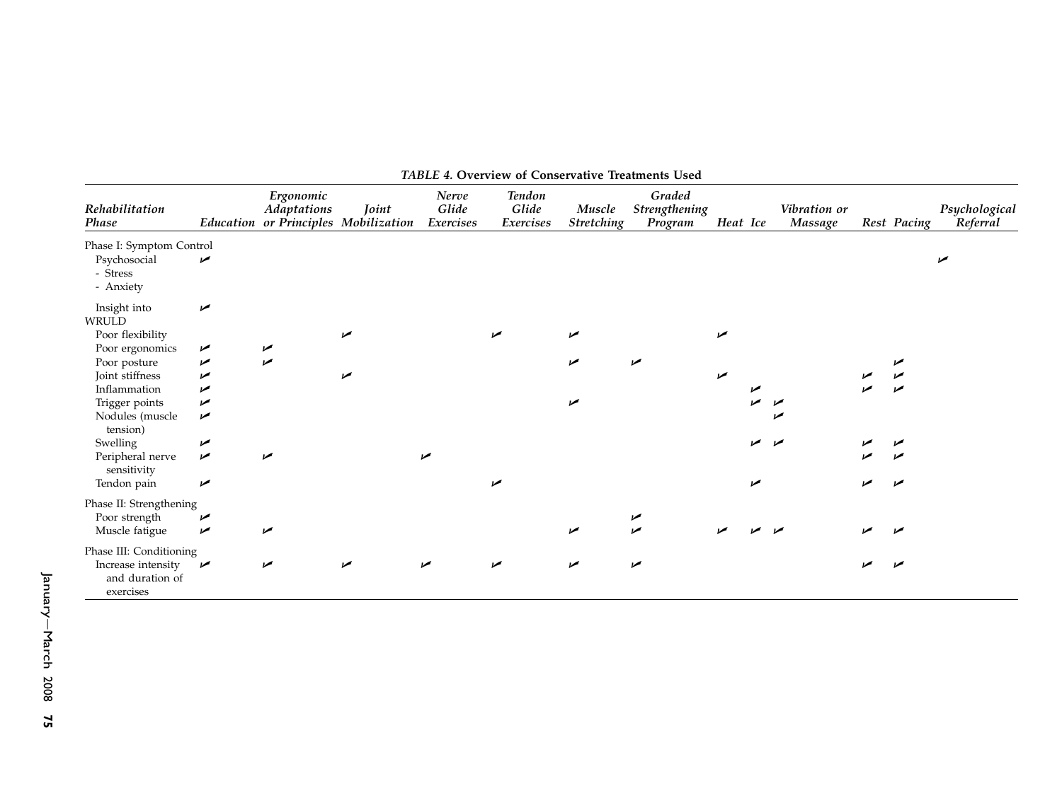*TABLE 4.* **Overview of Conservative Treatments Used**

| *Rehabilitation Phase* | *Education* | *Ergonomic Adaptations or Principles* | *Joint Mobilization* | *Nerve Glide Exercises* | *Tendon Glide Exercises* | *Muscle Stretching* | *Graded Strengthening Program* | *Heat* | *Ice* | *Vibration or Massage* | *Rest* | *Pacing* | *Psychological Referral* |
|---|---|---|---|---|---|---|---|---|---|---|---|---|---|
| Phase I: Symptom Control | | | | | | | | | | | | | |
| Psychosocial - Stress - Anxiety | ✓ | | | | | | | | | | | | ✓ |
| Insight into WRULD | ✓ | | | | | | | | | | | | |
| Poor flexibility | | | ✓ | | ✓ | ✓ | | ✓ | | | | | |
| Poor ergonomics | ✓ | ✓ | | | | | | | | | | | |
| Poor posture | ✓ | ✓ | | | | ✓ | ✓ | | | | | ✓ | |
| Joint stiffness | ✓ | | ✓ | | | | | ✓ | | | ✓ | ✓ | |
| Inflammation | ✓ | | | | | | | | ✓ | | ✓ | ✓ | |
| Trigger points | ✓ | | | | | ✓ | | | ✓ | ✓ | | | |
| Nodules (muscle tension) | ✓ | | | | | | | | | ✓ | | | |
| Swelling | ✓ | | | | | | | | ✓ | ✓ | ✓ | ✓ | |
| Peripheral nerve sensitivity | ✓ | ✓ | | ✓ | | | | | | | ✓ | ✓ | |
| Tendon pain | ✓ | | | | ✓ | | | | ✓ | | ✓ | ✓ | |
| Phase II: Strengthening | | | | | | | | | | | | | |
| Poor strength | ✓ | | | | | | ✓ | | | | | | |
| Muscle fatigue | ✓ | ✓ | | | | ✓ | ✓ | ✓ | ✓ | ✓ | ✓ | ✓ | |
| Phase III: Conditioning | | | | | | | | | | | | | |
| Increase intensity and duration of exercises | ✓ | ✓ | ✓ | ✓ | ✓ | ✓ | ✓ | | | | ✓ | ✓ | |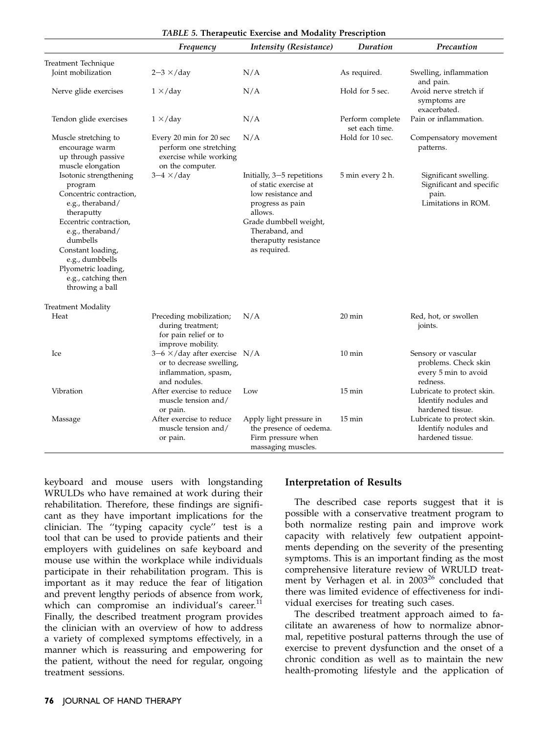*TABLE 5.* **Therapeutic Exercise and Modality Prescription**

| | *Frequency* | *Intensity (Resistance)* | *Duration* | *Precaution* |
|---|---|---|---|---|
| Treatment Technique | | | | |
| Joint mobilization | 2–3 ×/day | N/A | As required. | Swelling, inflammation and pain. |
| Nerve glide exercises | 1 ×/day | N/A | Hold for 5 sec. | Avoid nerve stretch if symptoms are exacerbated. |
| Tendon glide exercises | 1 ×/day | N/A | Perform complete set each time. | Pain or inflammation. |
| Muscle stretching to encourage warm up through passive muscle elongation | Every 20 min for 20 sec perform one stretching exercise while working on the computer. | N/A | Hold for 10 sec. | Compensatory movement patterns. |
| Isotonic strengthening program<br>Concentric contraction, e.g., theraband/theraputty<br>Eccentric contraction, e.g., theraband/dumbells<br>Constant loading, e.g., dumbbells<br>Plyometric loading, e.g., catching then throwing a ball | 3–4 ×/day | Initially, 3–5 repetitions of static exercise at low resistance and progress as pain allows.<br>Grade dumbbell weight, Theraband, and theraputty resistance as required. | 5 min every 2 h. | Significant swelling.<br>Significant and specific pain.<br>Limitations in ROM. |
| Treatment Modality | | | | |
| Heat | Preceding mobilization; during treatment; for pain relief or to improve mobility. | N/A | 20 min | Red, hot, or swollen joints. |
| Ice | 3–6 ×/day after exercise or to decrease swelling, inflammation, spasm, and nodules. | N/A | 10 min | Sensory or vascular problems. Check skin every 5 min to avoid redness. |
| Vibration | After exercise to reduce muscle tension and/or pain. | Low | 15 min | Lubricate to protect skin. Identify nodules and hardened tissue. |
| Massage | After exercise to reduce muscle tension and/or pain. | Apply light pressure in the presence of oedema. Firm pressure when massaging muscles. | 15 min | Lubricate to protect skin. Identify nodules and hardened tissue. |

keyboard and mouse users with longstanding WRULDs who have remained at work during their rehabilitation. Therefore, these findings are significant as they have important implications for the clinician. The "typing capacity cycle" test is a tool that can be used to provide patients and their employers with guidelines on safe keyboard and mouse use within the workplace while individuals participate in their rehabilitation program. This is important as it may reduce the fear of litigation and prevent lengthy periods of absence from work, which can compromise an individual's career.[11] Finally, the described treatment program provides the clinician with an overview of how to address a variety of complexed symptoms effectively, in a manner which is reassuring and empowering for the patient, without the need for regular, ongoing treatment sessions.

## Interpretation of Results

The described case reports suggest that it is possible with a conservative treatment program to both normalize resting pain and improve work capacity with relatively few outpatient appointments depending on the severity of the presenting symptoms. This is an important finding as the most comprehensive literature review of WRULD treatment by Verhagen et al. in 2003[26] concluded that there was limited evidence of effectiveness for individual exercises for treating such cases.

The described treatment approach aimed to facilitate an awareness of how to normalize abnormal, repetitive postural patterns through the use of exercise to prevent dysfunction and the onset of a chronic condition as well as to maintain the new health-promoting lifestyle and the application of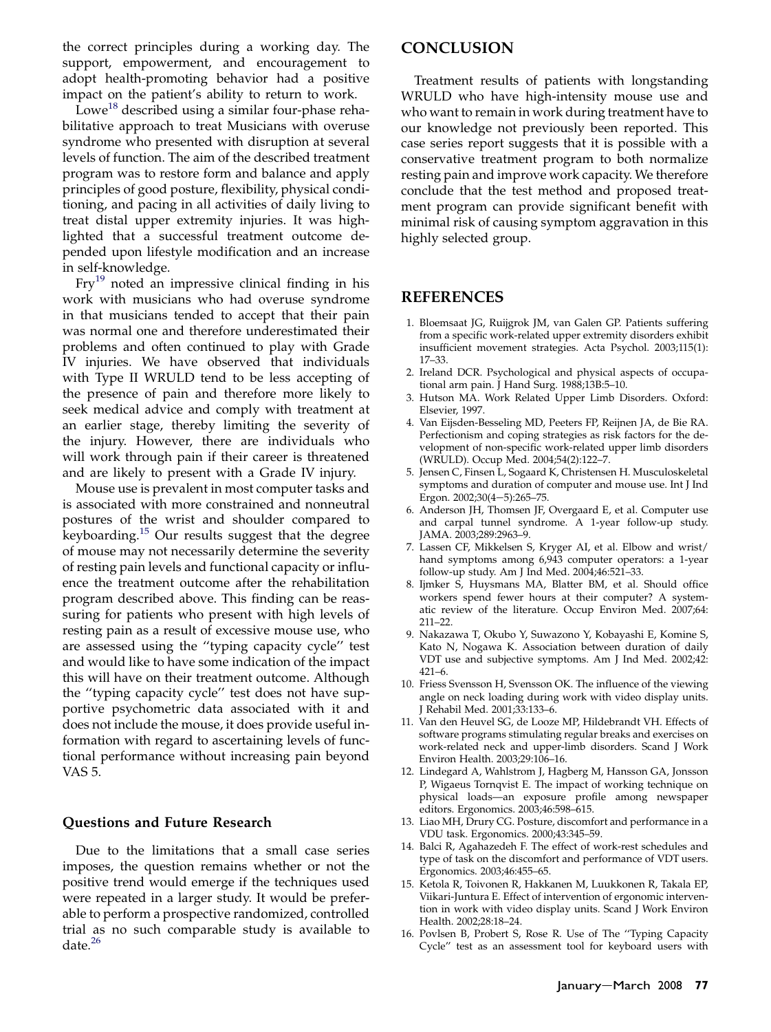the correct principles during a working day. The support, empowerment, and encouragement to adopt health-promoting behavior had a positive impact on the patient's ability to return to work.

Lowe[18] described using a similar four-phase rehabilitative approach to treat Musicians with overuse syndrome who presented with disruption at several levels of function. The aim of the described treatment program was to restore form and balance and apply principles of good posture, flexibility, physical conditioning, and pacing in all activities of daily living to treat distal upper extremity injuries. It was highlighted that a successful treatment outcome depended upon lifestyle modification and an increase in self-knowledge.

Fry[19] noted an impressive clinical finding in his work with musicians who had overuse syndrome in that musicians tended to accept that their pain was normal one and therefore underestimated their problems and often continued to play with Grade IV injuries. We have observed that individuals with Type II WRULD tend to be less accepting of the presence of pain and therefore more likely to seek medical advice and comply with treatment at an earlier stage, thereby limiting the severity of the injury. However, there are individuals who will work through pain if their career is threatened and are likely to present with a Grade IV injury.

Mouse use is prevalent in most computer tasks and is associated with more constrained and nonneutral postures of the wrist and shoulder compared to keyboarding.[15] Our results suggest that the degree of mouse may not necessarily determine the severity of resting pain levels and functional capacity or influence the treatment outcome after the rehabilitation program described above. This finding can be reassuring for patients who present with high levels of resting pain as a result of excessive mouse use, who are assessed using the ''typing capacity cycle'' test and would like to have some indication of the impact this will have on their treatment outcome. Although the ''typing capacity cycle'' test does not have supportive psychometric data associated with it and does not include the mouse, it does provide useful information with regard to ascertaining levels of functional performance without increasing pain beyond VAS 5.

### Questions and Future Research

Due to the limitations that a small case series imposes, the question remains whether or not the positive trend would emerge if the techniques used were repeated in a larger study. It would be preferable to perform a prospective randomized, controlled trial as no such comparable study is available to date.[26]

## CONCLUSION

Treatment results of patients with longstanding WRULD who have high-intensity mouse use and who want to remain in work during treatment have to our knowledge not previously been reported. This case series report suggests that it is possible with a conservative treatment program to both normalize resting pain and improve work capacity. We therefore conclude that the test method and proposed treatment program can provide significant benefit with minimal risk of causing symptom aggravation in this highly selected group.

## REFERENCES

1. Bloemsaat JG, Ruijgrok JM, van Galen GP. Patients suffering from a specific work-related upper extremity disorders exhibit insufficient movement strategies. Acta Psychol. 2003;115(1): 17–33.
2. Ireland DCR. Psychological and physical aspects of occupational arm pain. J Hand Surg. 1988;13B:5–10.
3. Hutson MA. Work Related Upper Limb Disorders. Oxford: Elsevier, 1997.
4. Van Eijsden-Besseling MD, Peeters FP, Reijnen JA, de Bie RA. Perfectionism and coping strategies as risk factors for the development of non-specific work-related upper limb disorders (WRULD). Occup Med. 2004;54(2):122–7.
5. Jensen C, Finsen L, Sogaard K, Christensen H. Musculoskeletal symptoms and duration of computer and mouse use. Int J Ind Ergon. 2002;30(4−5):265–75.
6. Anderson JH, Thomsen JF, Overgaard E, et al. Computer use and carpal tunnel syndrome. A 1-year follow-up study. JAMA. 2003;289:2963–9.
7. Lassen CF, Mikkelsen S, Kryger AI, et al. Elbow and wrist/hand symptoms among 6,943 computer operators: a 1-year follow-up study. Am J Ind Med. 2004;46:521–33.
8. Ijmker S, Huysmans MA, Blatter BM, et al. Should office workers spend fewer hours at their computer? A systematic review of the literature. Occup Environ Med. 2007;64: 211–22.
9. Nakazawa T, Okubo Y, Suwazono Y, Kobayashi E, Komine S, Kato N, Nogawa K. Association between duration of daily VDT use and subjective symptoms. Am J Ind Med. 2002;42: 421–6.
10. Friess Svensson H, Svensson OK. The influence of the viewing angle on neck loading during work with video display units. J Rehabil Med. 2001;33:133–6.
11. Van den Heuvel SG, de Looze MP, Hildebrandt VH. Effects of software programs stimulating regular breaks and exercises on work-related neck and upper-limb disorders. Scand J Work Environ Health. 2003;29:106–16.
12. Lindegard A, Wahlstrom J, Hagberg M, Hansson GA, Jonsson P, Wigaeus Tornqvist E. The impact of working technique on physical loads—an exposure profile among newspaper editors. Ergonomics. 2003;46:598–615.
13. Liao MH, Drury CG. Posture, discomfort and performance in a VDU task. Ergonomics. 2000;43:345–59.
14. Balci R, Agahazedeh F. The effect of work-rest schedules and type of task on the discomfort and performance of VDT users. Ergonomics. 2003;46:455–65.
15. Ketola R, Toivonen R, Hakkanen M, Luukkonen R, Takala EP, Viikari-Juntura E. Effect of intervention of ergonomic intervention in work with video display units. Scand J Work Environ Health. 2002;28:18–24.
16. Povlsen B, Probert S, Rose R. Use of The ''Typing Capacity Cycle'' test as an assessment tool for keyboard users with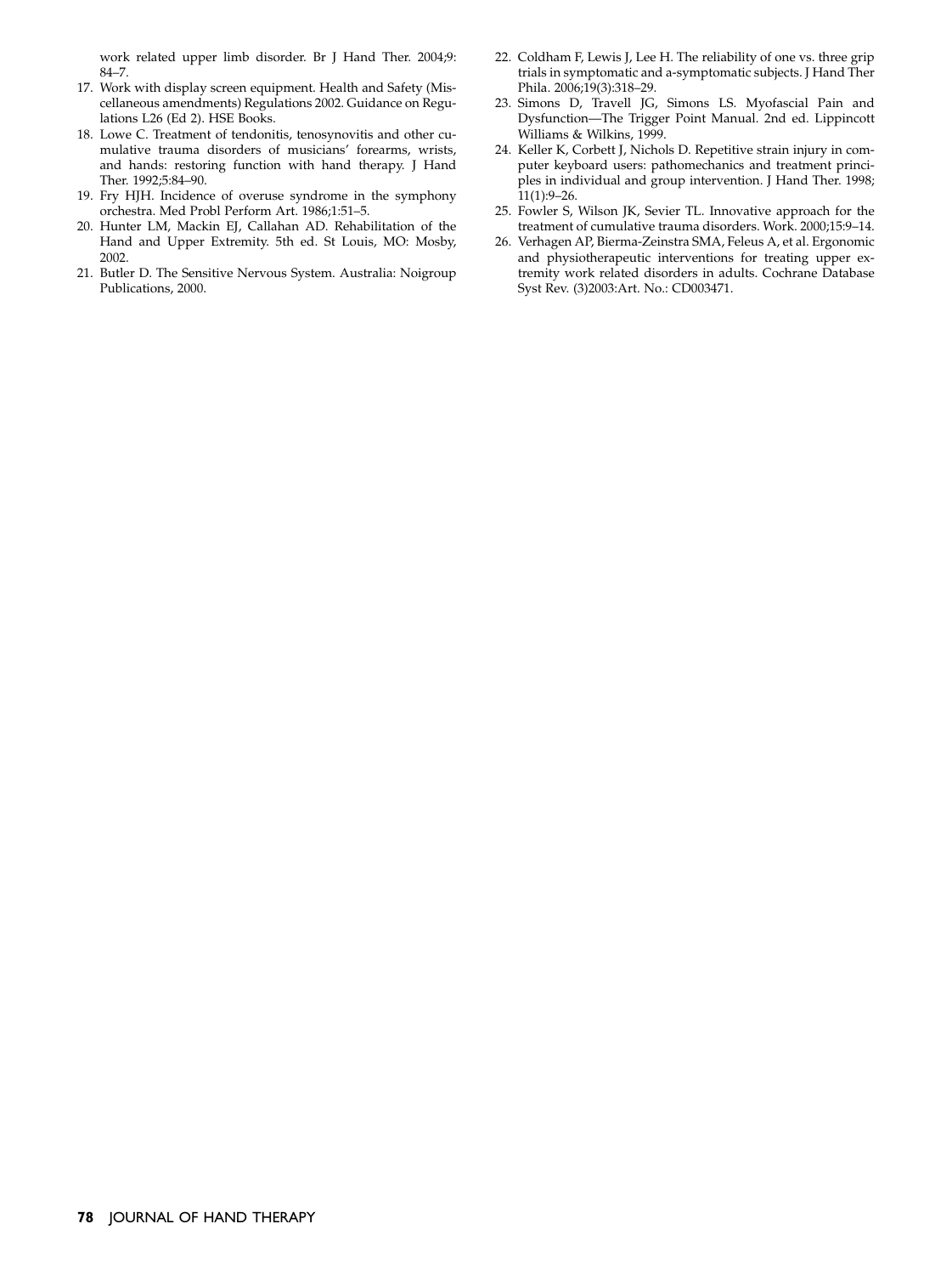work related upper limb disorder. Br J Hand Ther. 2004;9: 84–7.

17. Work with display screen equipment. Health and Safety (Miscellaneous amendments) Regulations 2002. Guidance on Regulations L26 (Ed 2). HSE Books.
18. Lowe C. Treatment of tendonitis, tenosynovitis and other cumulative trauma disorders of musicians' forearms, wrists, and hands: restoring function with hand therapy. J Hand Ther. 1992;5:84–90.
19. Fry HJH. Incidence of overuse syndrome in the symphony orchestra. Med Probl Perform Art. 1986;1:51–5.
20. Hunter LM, Mackin EJ, Callahan AD. Rehabilitation of the Hand and Upper Extremity. 5th ed. St Louis, MO: Mosby, 2002.
21. Butler D. The Sensitive Nervous System. Australia: Noigroup Publications, 2000.
22. Coldham F, Lewis J, Lee H. The reliability of one vs. three grip trials in symptomatic and a-symptomatic subjects. J Hand Ther Phila. 2006;19(3):318–29.
23. Simons D, Travell JG, Simons LS. Myofascial Pain and Dysfunction—The Trigger Point Manual. 2nd ed. Lippincott Williams & Wilkins, 1999.
24. Keller K, Corbett J, Nichols D. Repetitive strain injury in computer keyboard users: pathomechanics and treatment principles in individual and group intervention. J Hand Ther. 1998; 11(1):9–26.
25. Fowler S, Wilson JK, Sevier TL. Innovative approach for the treatment of cumulative trauma disorders. Work. 2000;15:9–14.
26. Verhagen AP, Bierma-Zeinstra SMA, Feleus A, et al. Ergonomic and physiotherapeutic interventions for treating upper extremity work related disorders in adults. Cochrane Database Syst Rev. (3)2003:Art. No.: CD003471.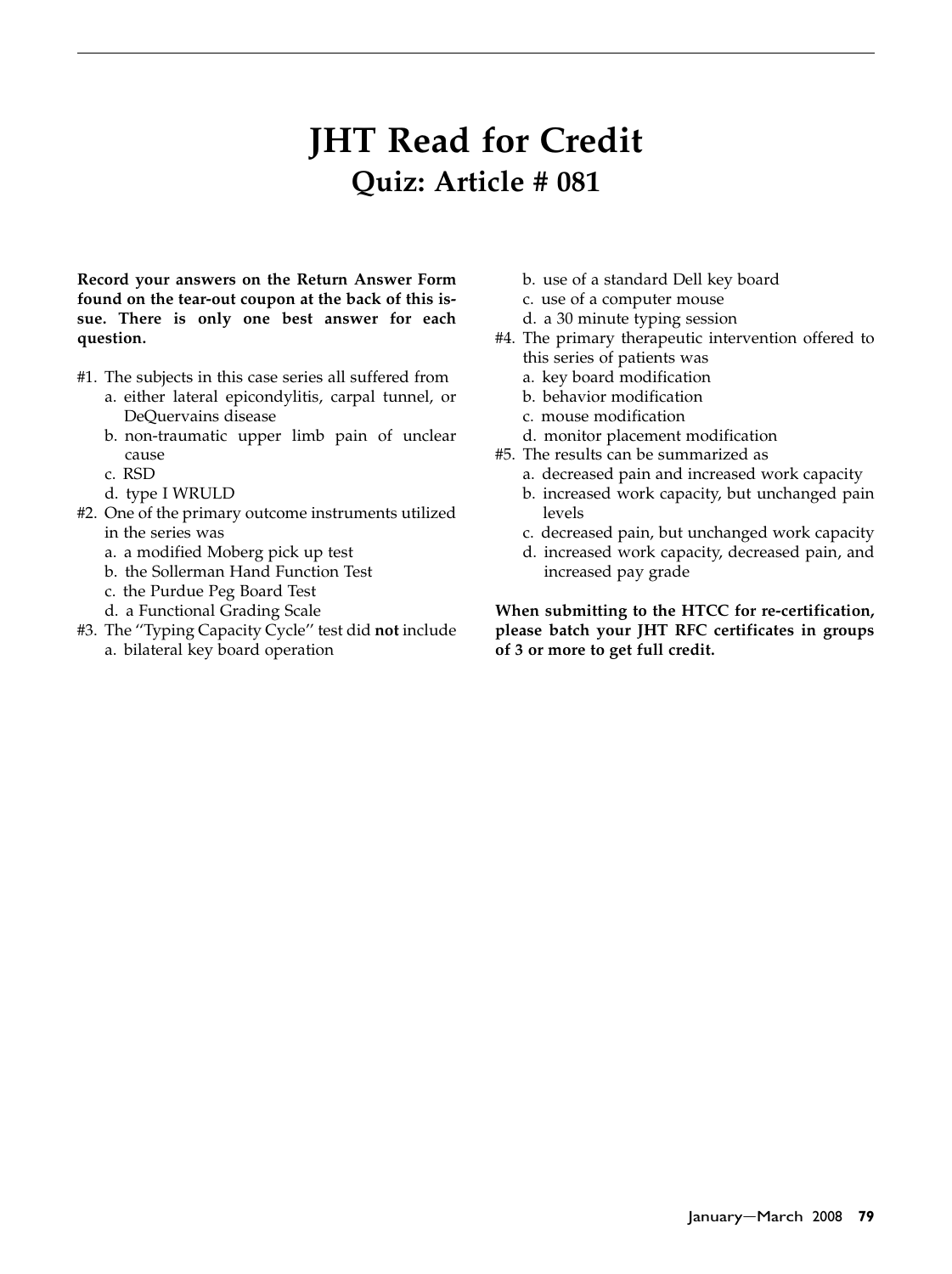# JHT Read for Credit

## Quiz: Article # 081

**Record your answers on the Return Answer Form found on the tear-out coupon at the back of this issue. There is only one best answer for each question.**

#1. The subjects in this case series all suffered from
- a. either lateral epicondylitis, carpal tunnel, or DeQuervains disease
- b. non-traumatic upper limb pain of unclear cause
- c. RSD
- d. type I WRULD

#2. One of the primary outcome instruments utilized in the series was
- a. a modified Moberg pick up test
- b. the Sollerman Hand Function Test
- c. the Purdue Peg Board Test
- d. a Functional Grading Scale

#3. The ''Typing Capacity Cycle'' test did **not** include
- a. bilateral key board operation
- b. use of a standard Dell key board
- c. use of a computer mouse
- d. a 30 minute typing session

#4. The primary therapeutic intervention offered to this series of patients was
- a. key board modification
- b. behavior modification
- c. mouse modification
- d. monitor placement modification

#5. The results can be summarized as
- a. decreased pain and increased work capacity
- b. increased work capacity, but unchanged pain levels
- c. decreased pain, but unchanged work capacity
- d. increased work capacity, decreased pain, and increased pay grade

**When submitting to the HTCC for re-certification, please batch your JHT RFC certificates in groups of 3 or more to get full credit.**